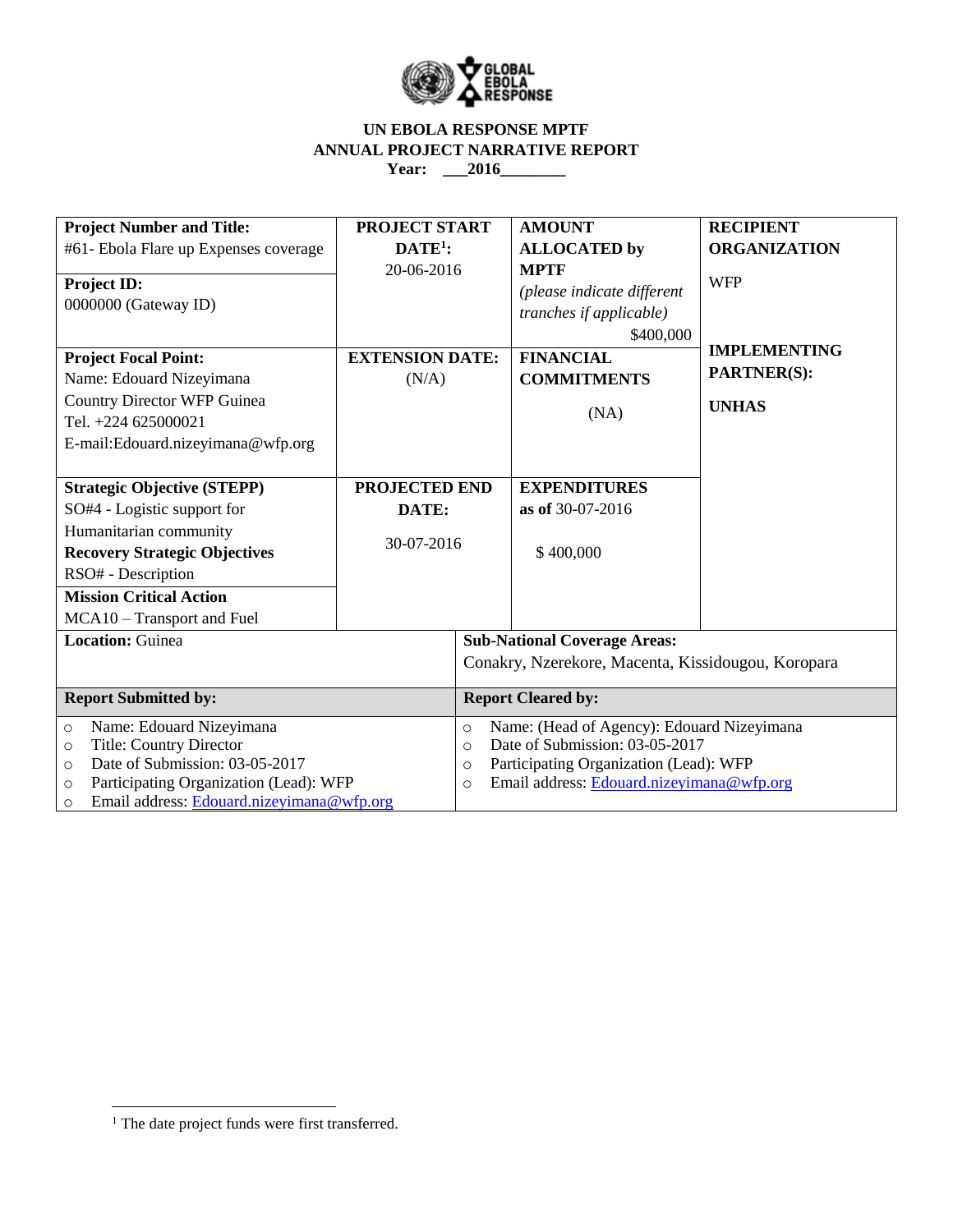**UN EBOLA RESPONSE MPTF**
**ANNUAL PROJECT NARRATIVE REPORT**
**Year: ___2016________**

| **Project Number and Title:** #61- Ebola Flare up Expenses coverage<br><br>**Project ID:** 0000000 (Gateway ID) | **PROJECT START DATE[1]:** 20-06-2016 | **AMOUNT ALLOCATED by MPTF** *(please indicate different tranches if applicable)* $400,000 | **RECIPIENT ORGANIZATION** WFP |
|---|---|---|---|
| **Project Focal Point:** Name: Edouard Nizeyimana Country Director WFP Guinea Tel. +224 625000021 E-mail:Edouard.nizeyimana@wfp.org | **EXTENSION DATE:** (N/A) | **FINANCIAL COMMITMENTS** (NA) | **IMPLEMENTING PARTNER(S):** **UNHAS** |
| **Strategic Objective (STEPP)** SO#4 - Logistic support for Humanitarian community<br>**Recovery Strategic Objectives** RSO# - Description<br>**Mission Critical Action** MCA10 – Transport and Fuel | **PROJECTED END DATE:** 30-07-2016 | **EXPENDITURES as of** 30-07-2016 $ 400,000 | |
| **Location:** Guinea | **Sub-National Coverage Areas:** Conakry, Nzerekore, Macenta, Kissidougou, Koropara | | |

| **Report Submitted by:** | **Report Cleared by:** |
|---|---|
| ○ Name: Edouard Nizeyimana<br>○ Title: Country Director<br>○ Date of Submission: 03-05-2017<br>○ Participating Organization (Lead): WFP<br>○ Email address: Edouard.nizeyimana@wfp.org | ○ Name: (Head of Agency): Edouard Nizeyimana<br>○ Date of Submission: 03-05-2017<br>○ Participating Organization (Lead): WFP<br>○ Email address: Edouard.nizeyimana@wfp.org |

[1] The date project funds were first transferred.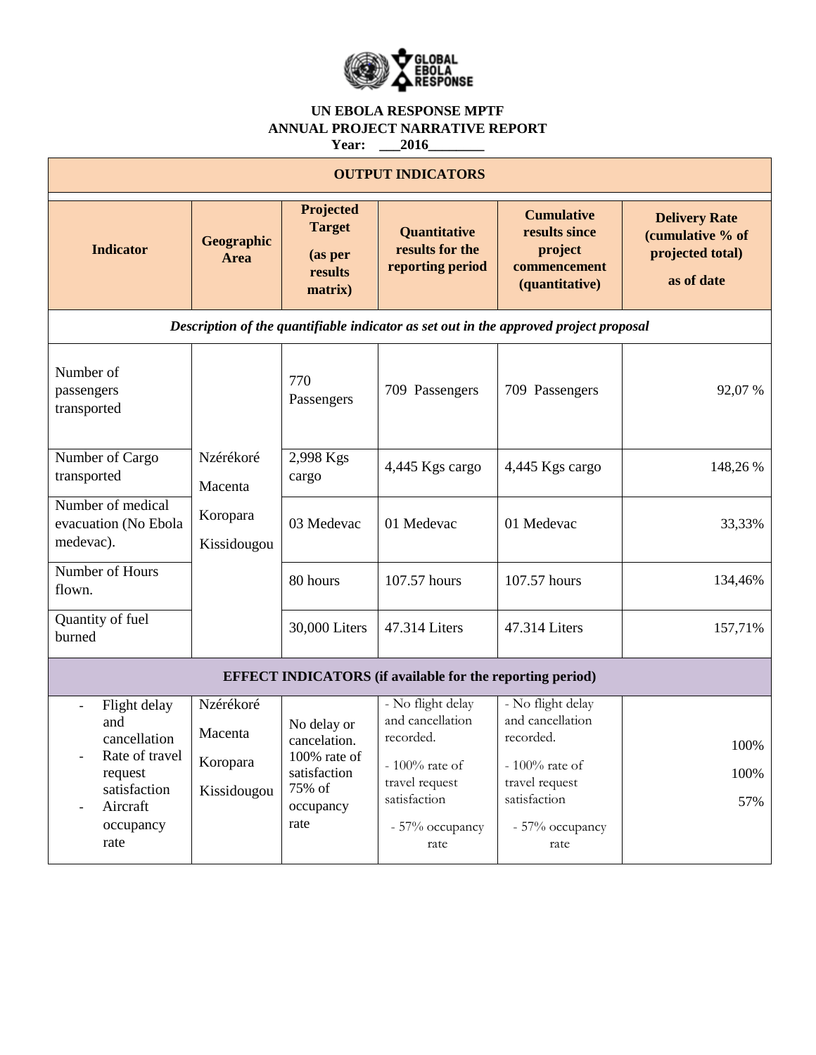**UN EBOLA RESPONSE MPTF**
**ANNUAL PROJECT NARRATIVE REPORT**
**Year: \_\_\_2016\_\_\_\_\_\_\_\_**

| **OUTPUT INDICATORS** | | | | | |
|---|---|---|---|---|---|
| **Indicator** | **Geographic Area** | **Projected Target (as per results matrix)** | **Quantitative results for the reporting period** | **Cumulative results since project commencement (quantitative)** | **Delivery Rate (cumulative % of projected total) as of date** |
| ***Description of the quantifiable indicator as set out in the approved project proposal*** | | | | | |
| Number of passengers transported | Nzérékoré Macenta Koropara Kissidougou | 770 Passengers | 709 Passengers | 709 Passengers | 92,07 % |
| Number of Cargo transported | | 2,998 Kgs cargo | 4,445 Kgs cargo | 4,445 Kgs cargo | 148,26 % |
| Number of medical evacuation (No Ebola medevac). | | 03 Medevac | 01 Medevac | 01 Medevac | 33,33% |
| Number of Hours flown. | | 80 hours | 107.57 hours | 107.57 hours | 134,46% |
| Quantity of fuel burned | | 30,000 Liters | 47.314 Liters | 47.314 Liters | 157,71% |
| **EFFECT INDICATORS (if available for the reporting period)** | | | | | |
| - Flight delay and cancellation<br>- Rate of travel request satisfaction<br>- Aircraft occupancy rate | Nzérékoré Macenta Koropara Kissidougou | No delay or cancelation. 100% rate of satisfaction 75% of occupancy rate | - No flight delay and cancellation recorded.<br>- 100% rate of travel request satisfaction<br>- 57% occupancy rate | - No flight delay and cancellation recorded.<br>- 100% rate of travel request satisfaction<br>- 57% occupancy rate | 100%<br>100%<br>57% |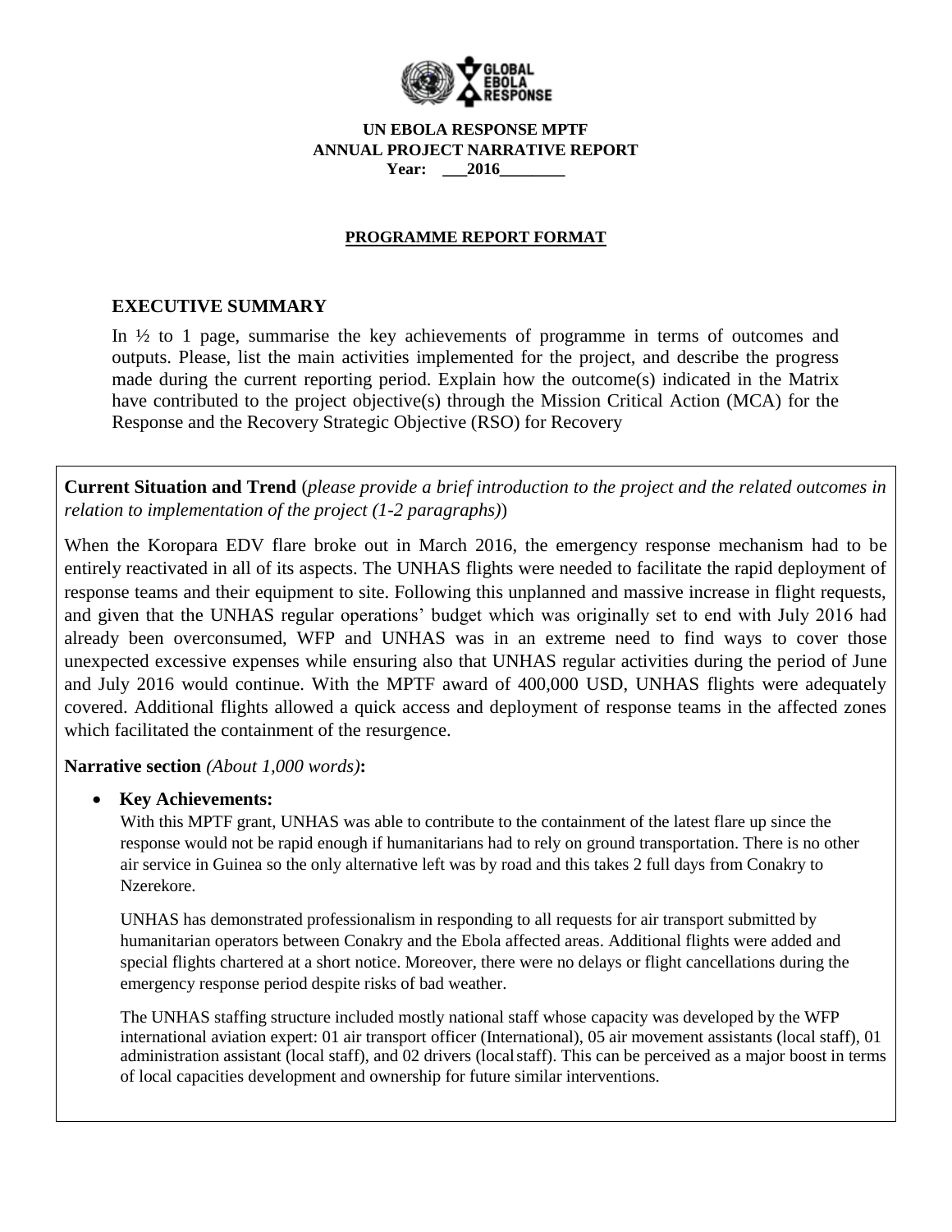**UN EBOLA RESPONSE MPTF**
**ANNUAL PROJECT NARRATIVE REPORT**
**Year: \_\_\_2016\_\_\_\_\_\_\_\_**

**PROGRAMME REPORT FORMAT**

## EXECUTIVE SUMMARY

In ½ to 1 page, summarise the key achievements of programme in terms of outcomes and outputs. Please, list the main activities implemented for the project, and describe the progress made during the current reporting period. Explain how the outcome(s) indicated in the Matrix have contributed to the project objective(s) through the Mission Critical Action (MCA) for the Response and the Recovery Strategic Objective (RSO) for Recovery

**Current Situation and Trend** (*please provide a brief introduction to the project and the related outcomes in relation to implementation of the project (1-2 paragraphs)*)

When the Koropara EDV flare broke out in March 2016, the emergency response mechanism had to be entirely reactivated in all of its aspects. The UNHAS flights were needed to facilitate the rapid deployment of response teams and their equipment to site. Following this unplanned and massive increase in flight requests, and given that the UNHAS regular operations' budget which was originally set to end with July 2016 had already been overconsumed, WFP and UNHAS was in an extreme need to find ways to cover those unexpected excessive expenses while ensuring also that UNHAS regular activities during the period of June and July 2016 would continue. With the MPTF award of 400,000 USD, UNHAS flights were adequately covered. Additional flights allowed a quick access and deployment of response teams in the affected zones which facilitated the containment of the resurgence.

**Narrative section** *(About 1,000 words)***:**

- **Key Achievements:**

  With this MPTF grant, UNHAS was able to contribute to the containment of the latest flare up since the response would not be rapid enough if humanitarians had to rely on ground transportation. There is no other air service in Guinea so the only alternative left was by road and this takes 2 full days from Conakry to Nzerekore.

  UNHAS has demonstrated professionalism in responding to all requests for air transport submitted by humanitarian operators between Conakry and the Ebola affected areas. Additional flights were added and special flights chartered at a short notice. Moreover, there were no delays or flight cancellations during the emergency response period despite risks of bad weather.

  The UNHAS staffing structure included mostly national staff whose capacity was developed by the WFP international aviation expert: 01 air transport officer (International), 05 air movement assistants (local staff), 01 administration assistant (local staff), and 02 drivers (local staff). This can be perceived as a major boost in terms of local capacities development and ownership for future similar interventions.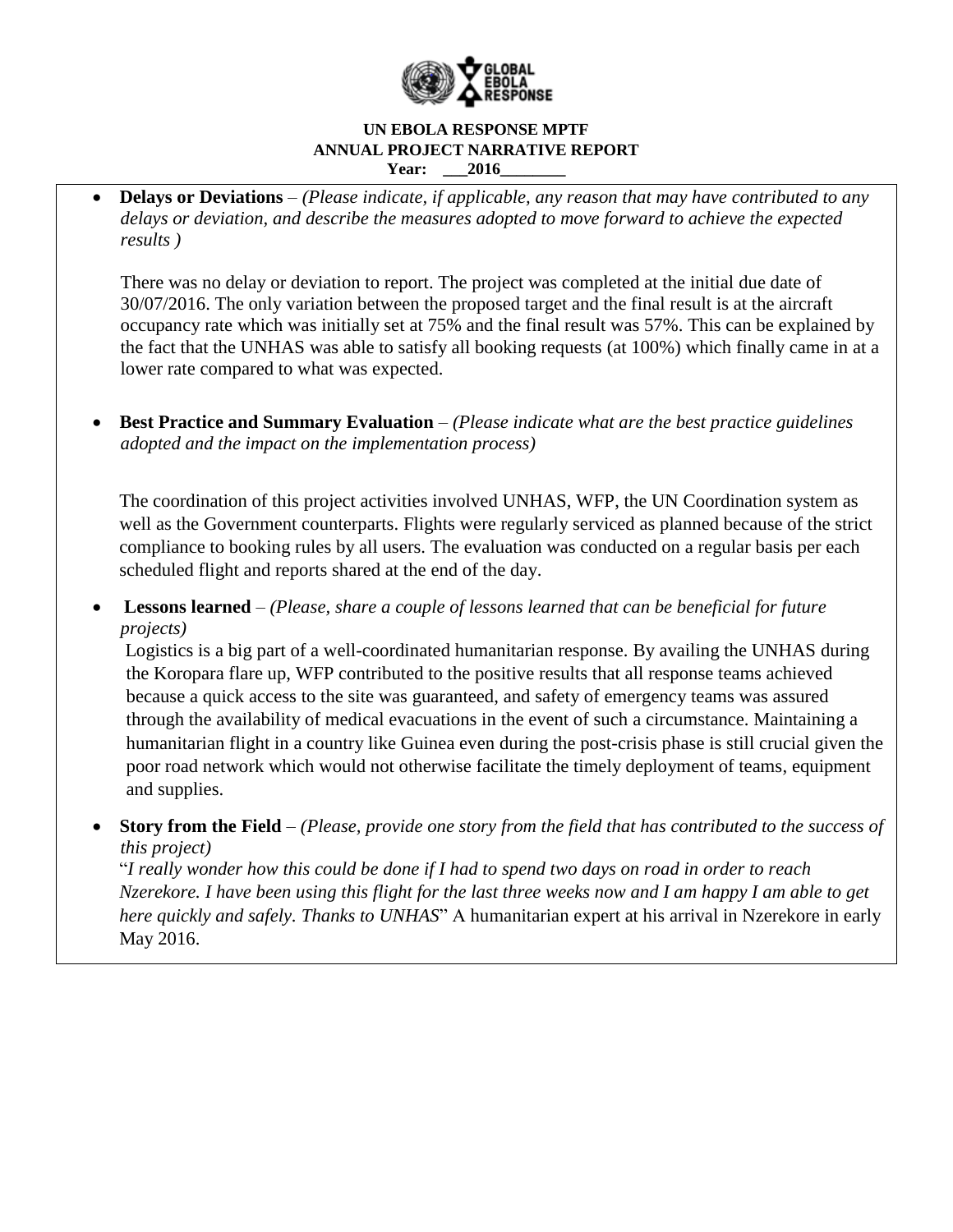- **Delays or Deviations** – *(Please indicate, if applicable, any reason that may have contributed to any delays or deviation, and describe the measures adopted to move forward to achieve the expected results )*

  There was no delay or deviation to report. The project was completed at the initial due date of 30/07/2016. The only variation between the proposed target and the final result is at the aircraft occupancy rate which was initially set at 75% and the final result was 57%. This can be explained by the fact that the UNHAS was able to satisfy all booking requests (at 100%) which finally came in at a lower rate compared to what was expected.

- **Best Practice and Summary Evaluation** – *(Please indicate what are the best practice guidelines adopted and the impact on the implementation process)*

  The coordination of this project activities involved UNHAS, WFP, the UN Coordination system as well as the Government counterparts. Flights were regularly serviced as planned because of the strict compliance to booking rules by all users. The evaluation was conducted on a regular basis per each scheduled flight and reports shared at the end of the day.

- **Lessons learned** – *(Please, share a couple of lessons learned that can be beneficial for future projects)*

  Logistics is a big part of a well-coordinated humanitarian response. By availing the UNHAS during the Koropara flare up, WFP contributed to the positive results that all response teams achieved because a quick access to the site was guaranteed, and safety of emergency teams was assured through the availability of medical evacuations in the event of such a circumstance. Maintaining a humanitarian flight in a country like Guinea even during the post-crisis phase is still crucial given the poor road network which would not otherwise facilitate the timely deployment of teams, equipment and supplies.

- **Story from the Field** – *(Please, provide one story from the field that has contributed to the success of this project)*

  "*I really wonder how this could be done if I had to spend two days on road in order to reach Nzerekore. I have been using this flight for the last three weeks now and I am happy I am able to get here quickly and safely. Thanks to UNHAS*" A humanitarian expert at his arrival in Nzerekore in early May 2016.